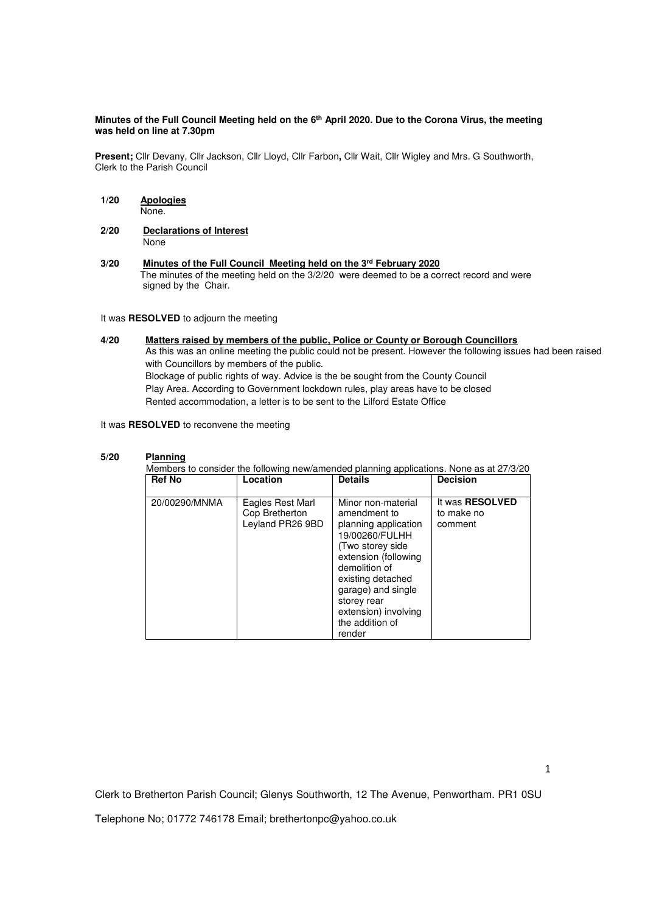**Minutes of the Full Council Meeting held on the 6th April 2020. Due to the Corona Virus, the meeting was held on line at 7.30pm**

**Present;** Cllr Devany, Cllr Jackson, Cllr Lloyd, Cllr Farbon**,** Cllr Wait, Cllr Wigley and Mrs. G Southworth, Clerk to the Parish Council

**1/20 Apologies**

None.

**2/20 Declarations of Interest**

None

**3/20 Minutes of the Full Council Meeting held on the 3rd February 2020**

The minutes of the meeting held on the 3/2/20 were deemed to be a correct record and were signed by the Chair.

It was **RESOLVED** to adjourn the meeting

**4/20 Matters raised by members of the public, Police or County or Borough Councillors**

As this was an online meeting the public could not be present. However the following issues had been raised with Councillors by members of the public.

Blockage of public rights of way. Advice is the be sought from the County Council

Play Area. According to Government lockdown rules, play areas have to be closed

Rented accommodation, a letter is to be sent to the Lilford Estate Office

It was **RESOLVED** to reconvene the meeting

**5/20 Planning**

Members to consider the following new/amended planning applications. None as at 27/3/20

| Ref No | Location | Details | Decision |
|---|---|---|---|
| 20/00290/MNMA | Eagles Rest Marl Cop Bretherton Leyland PR26 9BD | Minor non-material amendment to planning application 19/00260/FULHH (Two storey side extension (following demolition of existing detached garage) and single storey rear extension) involving the addition of render | It was **RESOLVED** to make no comment |

Clerk to Bretherton Parish Council; Glenys Southworth, 12 The Avenue, Penwortham. PR1 0SU

Telephone No; 01772 746178 Email; brethertonpc@yahoo.co.uk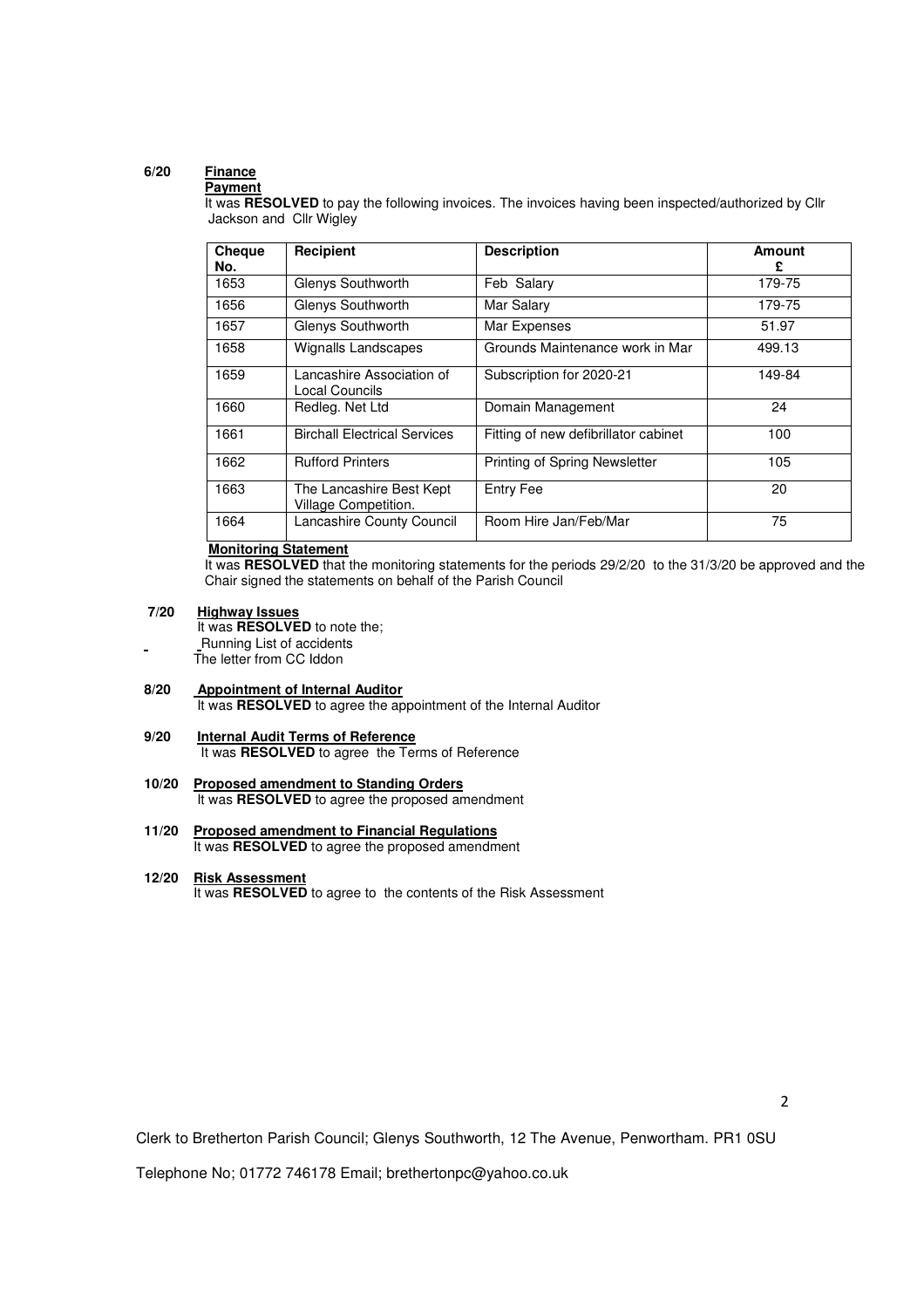**6/20 Finance**

**Payment**

It was **RESOLVED** to pay the following invoices. The invoices having been inspected/authorized by Cllr Jackson and Cllr Wigley

| Cheque No. | Recipient | Description | Amount £ |
|---|---|---|---|
| 1653 | Glenys Southworth | Feb Salary | 179-75 |
| 1656 | Glenys Southworth | Mar Salary | 179-75 |
| 1657 | Glenys Southworth | Mar Expenses | 51.97 |
| 1658 | Wignalls Landscapes | Grounds Maintenance work in Mar | 499.13 |
| 1659 | Lancashire Association of Local Councils | Subscription for 2020-21 | 149-84 |
| 1660 | Redleg. Net Ltd | Domain Management | 24 |
| 1661 | Birchall Electrical Services | Fitting of new defibrillator cabinet | 100 |
| 1662 | Rufford Printers | Printing of Spring Newsletter | 105 |
| 1663 | The Lancashire Best Kept Village Competition. | Entry Fee | 20 |
| 1664 | Lancashire County Council | Room Hire Jan/Feb/Mar | 75 |

**Monitoring Statement**

It was **RESOLVED** that the monitoring statements for the periods 29/2/20 to the 31/3/20 be approved and the Chair signed the statements on behalf of the Parish Council

**7/20 Highway Issues**

It was **RESOLVED** to note the;

- Running List of accidents
- The letter from CC Iddon

**8/20 Appointment of Internal Auditor**

It was **RESOLVED** to agree the appointment of the Internal Auditor

**9/20 Internal Audit Terms of Reference**

It was **RESOLVED** to agree the Terms of Reference

**10/20 Proposed amendment to Standing Orders**

It was **RESOLVED** to agree the proposed amendment

**11/20 Proposed amendment to Financial Regulations**

It was **RESOLVED** to agree the proposed amendment

**12/20 Risk Assessment**

It was **RESOLVED** to agree to the contents of the Risk Assessment

Clerk to Bretherton Parish Council; Glenys Southworth, 12 The Avenue, Penwortham. PR1 0SU

Telephone No; 01772 746178 Email; brethertonpc@yahoo.co.uk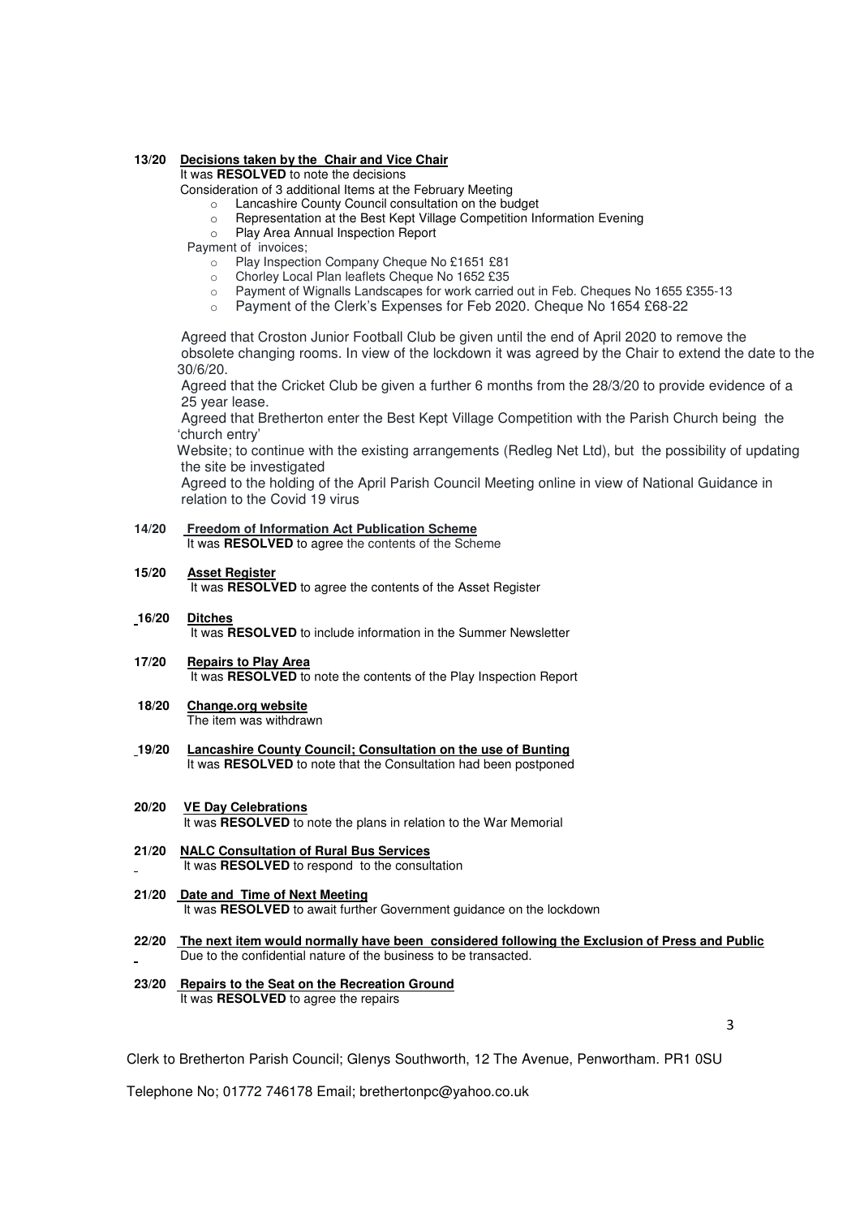**13/20 Decisions taken by the Chair and Vice Chair**

It was **RESOLVED** to note the decisions

Consideration of 3 additional Items at the February Meeting

- Lancashire County Council consultation on the budget
- Representation at the Best Kept Village Competition Information Evening
- Play Area Annual Inspection Report

Payment of invoices;

- Play Inspection Company Cheque No £1651 £81
- Chorley Local Plan leaflets Cheque No 1652 £35
- Payment of Wignalls Landscapes for work carried out in Feb. Cheques No 1655 £355-13
- Payment of the Clerk's Expenses for Feb 2020. Cheque No 1654 £68-22

Agreed that Croston Junior Football Club be given until the end of April 2020 to remove the obsolete changing rooms. In view of the lockdown it was agreed by the Chair to extend the date to the 30/6/20.

Agreed that the Cricket Club be given a further 6 months from the 28/3/20 to provide evidence of a 25 year lease.

Agreed that Bretherton enter the Best Kept Village Competition with the Parish Church being the 'church entry'

Website; to continue with the existing arrangements (Redleg Net Ltd), but the possibility of updating the site be investigated

Agreed to the holding of the April Parish Council Meeting online in view of National Guidance in relation to the Covid 19 virus

**14/20 Freedom of Information Act Publication Scheme**

It was **RESOLVED** to agree the contents of the Scheme

**15/20 Asset Register**

It was **RESOLVED** to agree the contents of the Asset Register

**16/20 Ditches**

It was **RESOLVED** to include information in the Summer Newsletter

**17/20 Repairs to Play Area**

It was **RESOLVED** to note the contents of the Play Inspection Report

**18/20 Change.org website**

The item was withdrawn

**19/20 Lancashire County Council; Consultation on the use of Bunting**

It was **RESOLVED** to note that the Consultation had been postponed

**20/20 VE Day Celebrations**

It was **RESOLVED** to note the plans in relation to the War Memorial

**21/20 NALC Consultation of Rural Bus Services**

It was **RESOLVED** to respond to the consultation

**21/20 Date and Time of Next Meeting**

It was **RESOLVED** to await further Government guidance on the lockdown

**22/20 The next item would normally have been considered following the Exclusion of Press and Public**

Due to the confidential nature of the business to be transacted.

**23/20 Repairs to the Seat on the Recreation Ground**

It was **RESOLVED** to agree the repairs

Clerk to Bretherton Parish Council; Glenys Southworth, 12 The Avenue, Penwortham. PR1 0SU

Telephone No; 01772 746178 Email; brethertonpc@yahoo.co.uk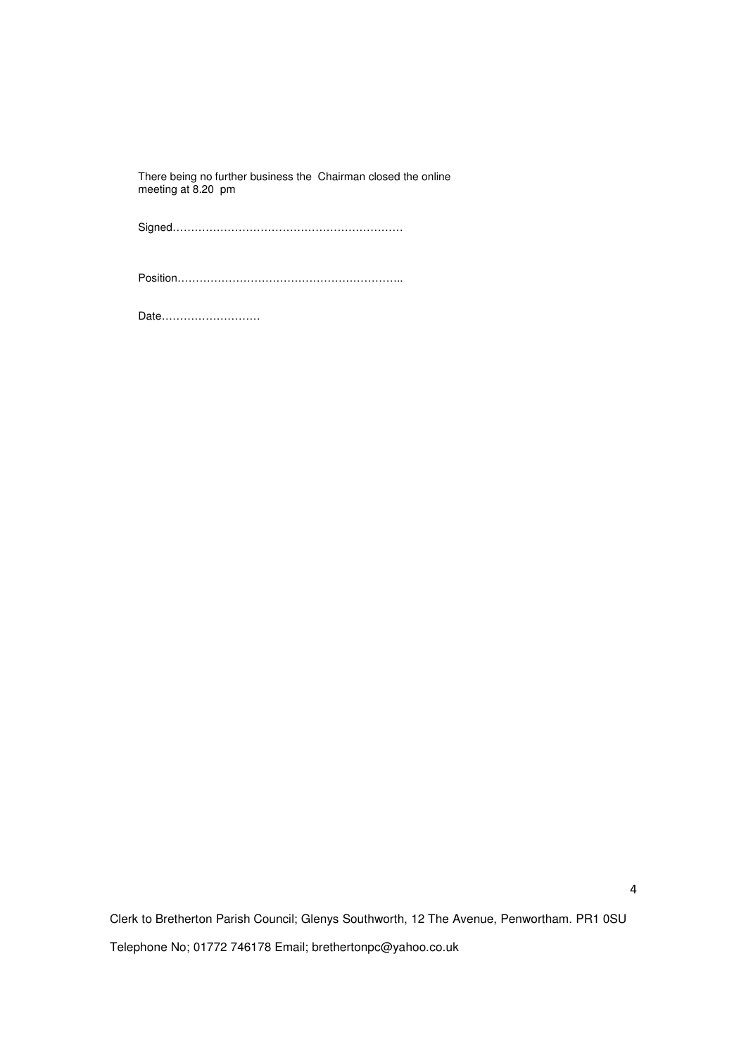There being no further business the Chairman closed the online meeting at 8.20 pm

Signed……………………………………………………

Position…………………………………………………..

Date………………………

Clerk to Bretherton Parish Council; Glenys Southworth, 12 The Avenue, Penwortham. PR1 0SU

Telephone No; 01772 746178 Email; brethertonpc@yahoo.co.uk